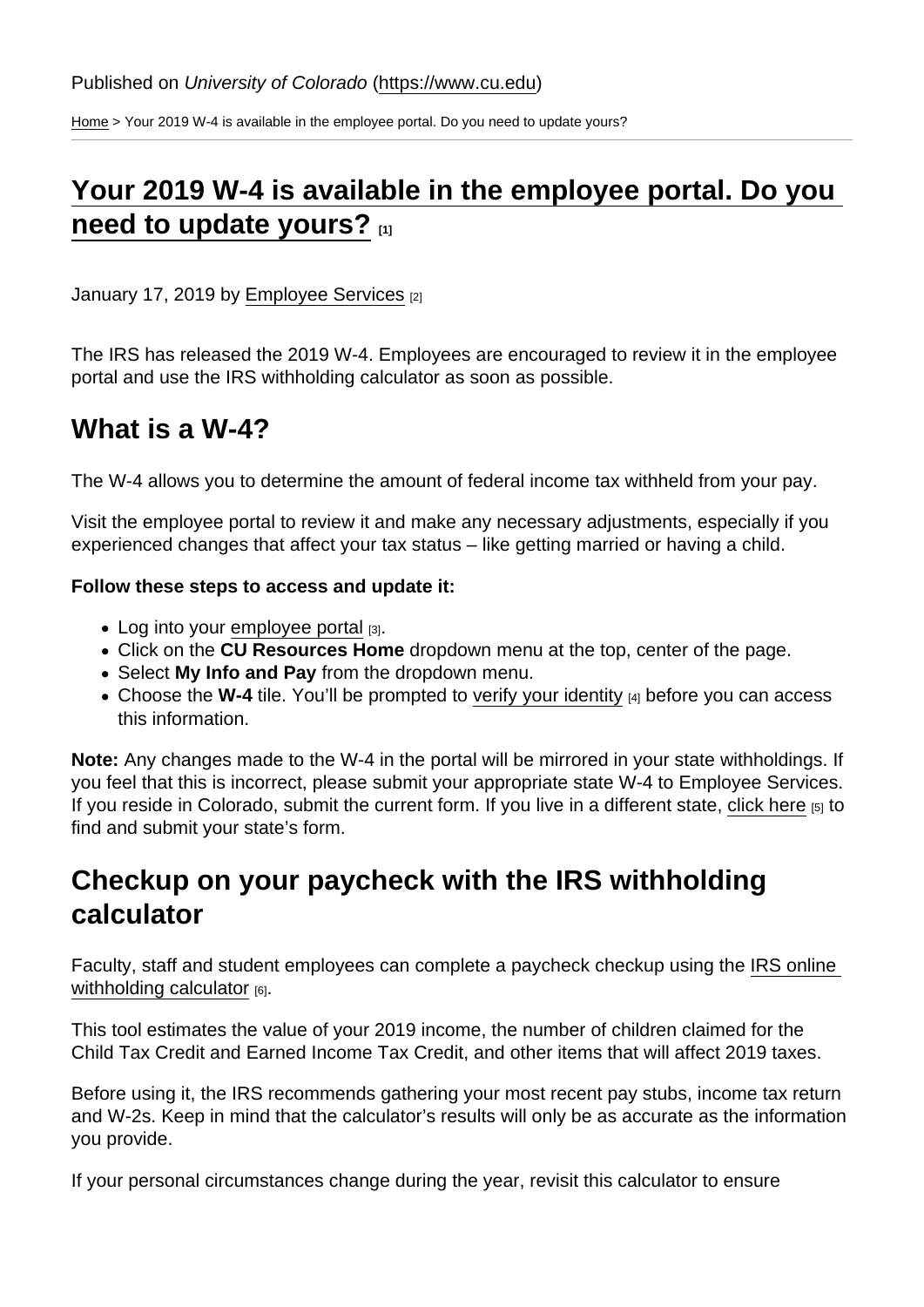Published on *University of Colorado* (https://www.cu.edu)

Home > Your 2019 W-4 is available in the employee portal. Do you need to update yours?

# Your 2019 W-4 is available in the employee portal. Do you need to update yours? [1]

January 17, 2019 by Employee Services [2]

The IRS has released the 2019 W-4. Employees are encouraged to review it in the employee portal and use the IRS withholding calculator as soon as possible.

## What is a W-4?

The W-4 allows you to determine the amount of federal income tax withheld from your pay.

Visit the employee portal to review it and make any necessary adjustments, especially if you experienced changes that affect your tax status – like getting married or having a child.

**Follow these steps to access and update it:**

- Log into your employee portal [3].
- Click on the **CU Resources Home** dropdown menu at the top, center of the page.
- Select **My Info and Pay** from the dropdown menu.
- Choose the **W-4** tile. You'll be prompted to verify your identity [4] before you can access this information.

**Note:** Any changes made to the W-4 in the portal will be mirrored in your state withholdings. If you feel that this is incorrect, please submit your appropriate state W-4 to Employee Services. If you reside in Colorado, submit the current form. If you live in a different state, click here [5] to find and submit your state's form.

## Checkup on your paycheck with the IRS withholding calculator

Faculty, staff and student employees can complete a paycheck checkup using the IRS online withholding calculator [6].

This tool estimates the value of your 2019 income, the number of children claimed for the Child Tax Credit and Earned Income Tax Credit, and other items that will affect 2019 taxes.

Before using it, the IRS recommends gathering your most recent pay stubs, income tax return and W-2s. Keep in mind that the calculator's results will only be as accurate as the information you provide.

If your personal circumstances change during the year, revisit this calculator to ensure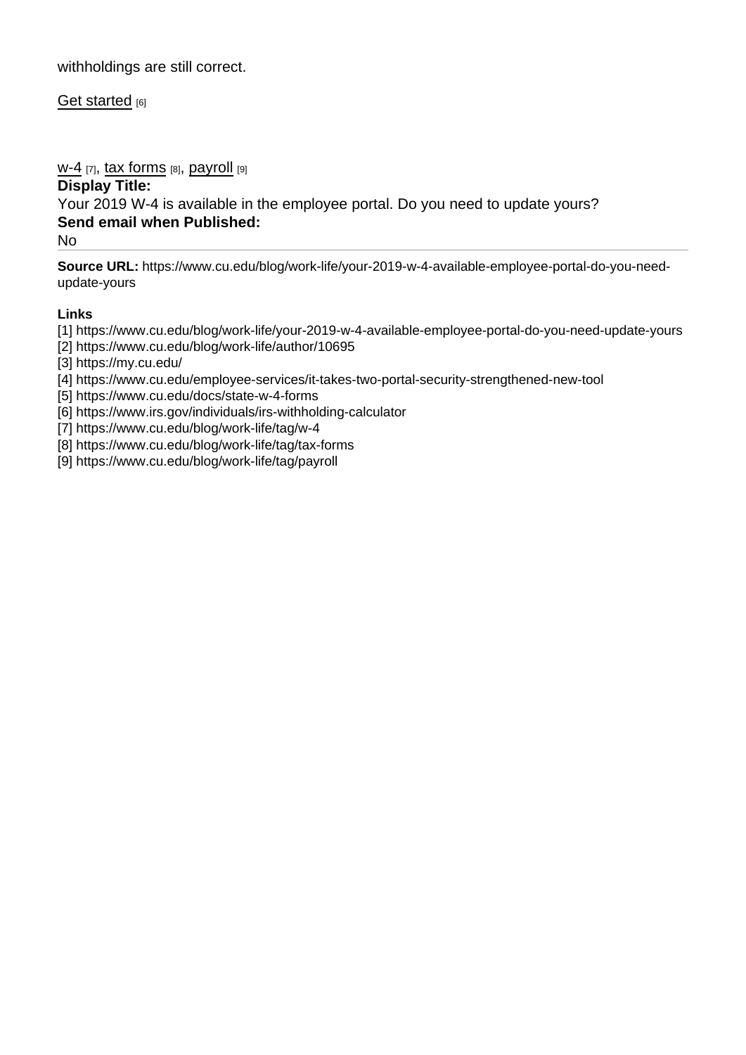withholdings are still correct.

[Get started [6]](https://www.irs.gov/individuals/irs-withholding-calculator)

[w-4 [7]](https://www.cu.edu/blog/work-life/tag/w-4), [tax forms [8]](https://www.cu.edu/blog/work-life/tag/tax-forms), [payroll [9]](https://www.cu.edu/blog/work-life/tag/payroll)

**Display Title:**

Your 2019 W-4 is available in the employee portal. Do you need to update yours?

**Send email when Published:**

No

---

**Source URL:** https://www.cu.edu/blog/work-life/your-2019-w-4-available-employee-portal-do-you-need-update-yours

**Links**

[1] https://www.cu.edu/blog/work-life/your-2019-w-4-available-employee-portal-do-you-need-update-yours
[2] https://www.cu.edu/blog/work-life/author/10695
[3] https://my.cu.edu/
[4] https://www.cu.edu/employee-services/it-takes-two-portal-security-strengthened-new-tool
[5] https://www.cu.edu/docs/state-w-4-forms
[6] https://www.irs.gov/individuals/irs-withholding-calculator
[7] https://www.cu.edu/blog/work-life/tag/w-4
[8] https://www.cu.edu/blog/work-life/tag/tax-forms
[9] https://www.cu.edu/blog/work-life/tag/payroll